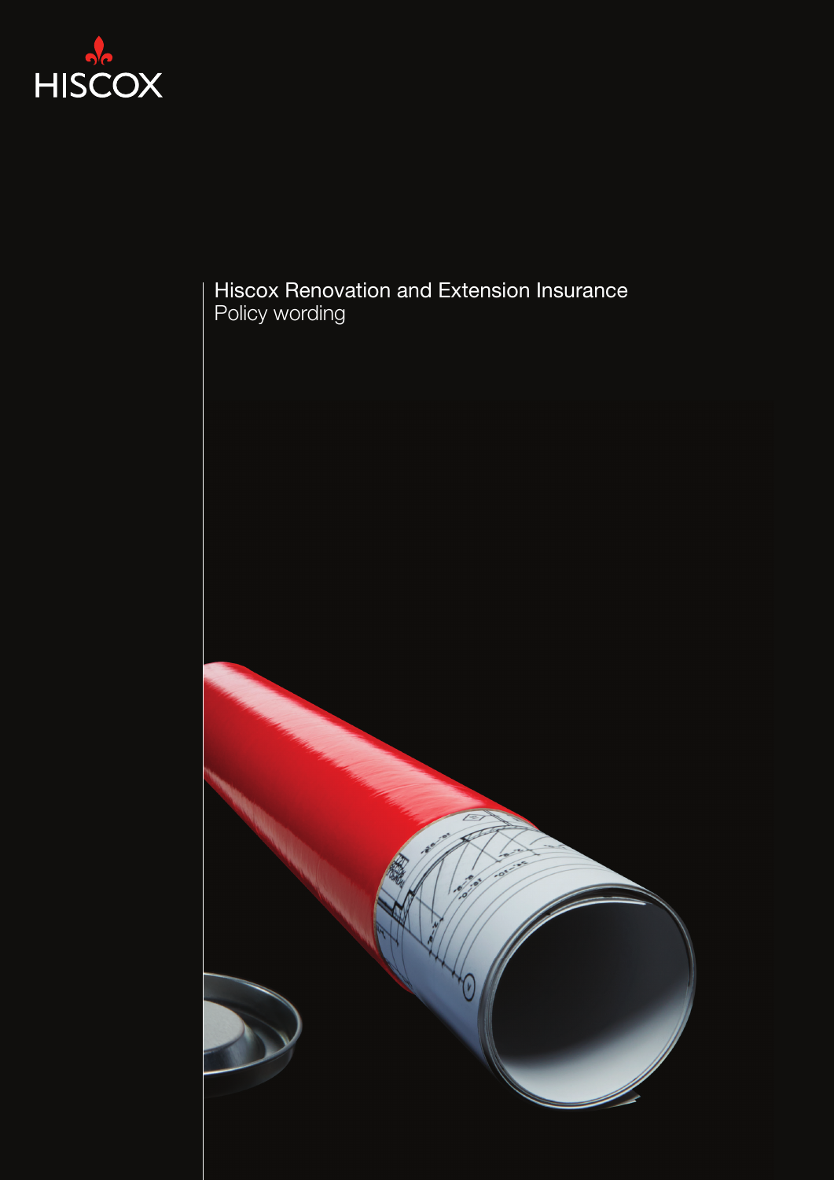HISCOX

# Hiscox Renovation and Extension Insurance

Policy wording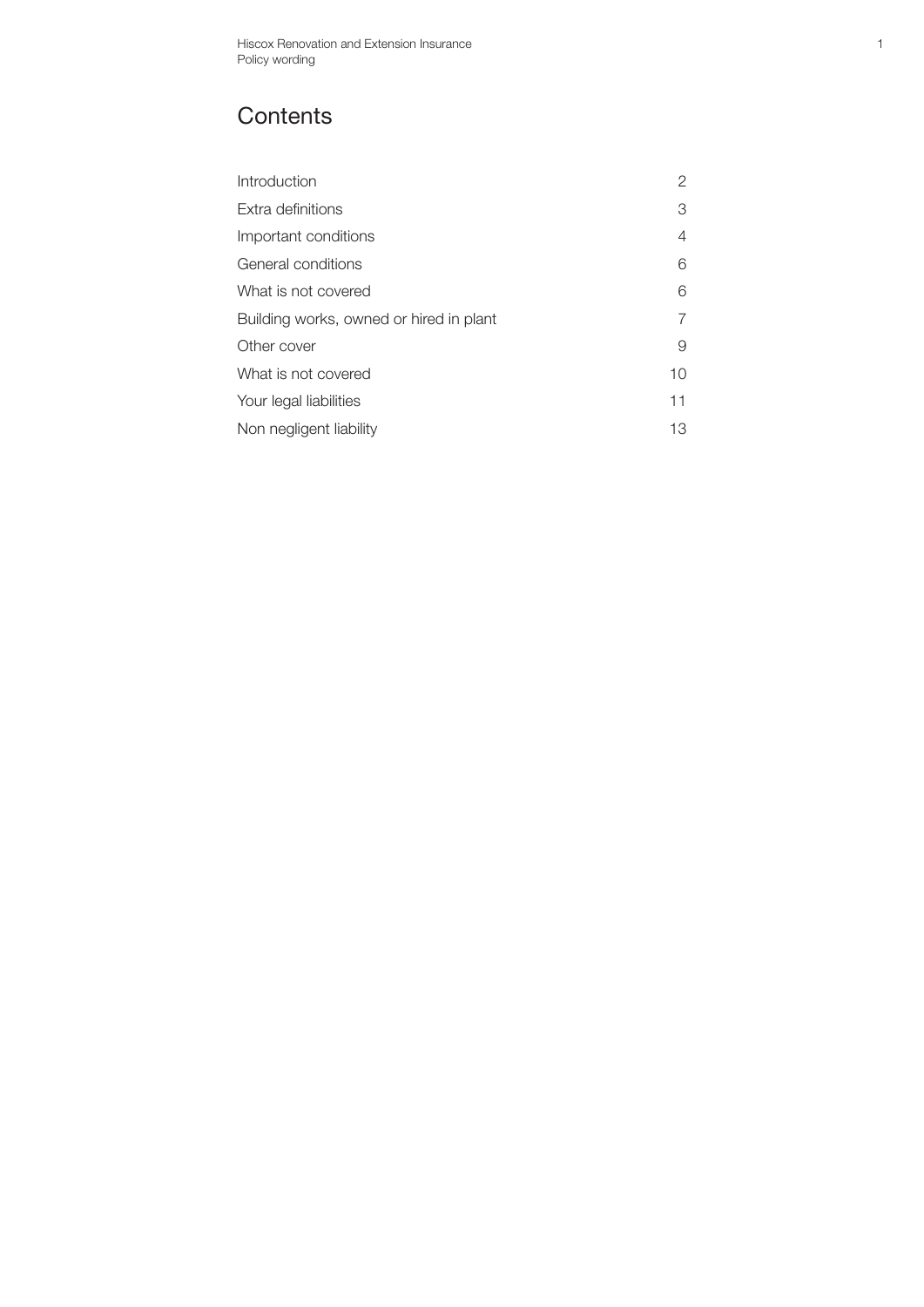# Contents

| | |
|---|---|
| Introduction | 2 |
| Extra definitions | 3 |
| Important conditions | 4 |
| General conditions | 6 |
| What is not covered | 6 |
| Building works, owned or hired in plant | 7 |
| Other cover | 9 |
| What is not covered | 10 |
| Your legal liabilities | 11 |
| Non negligent liability | 13 |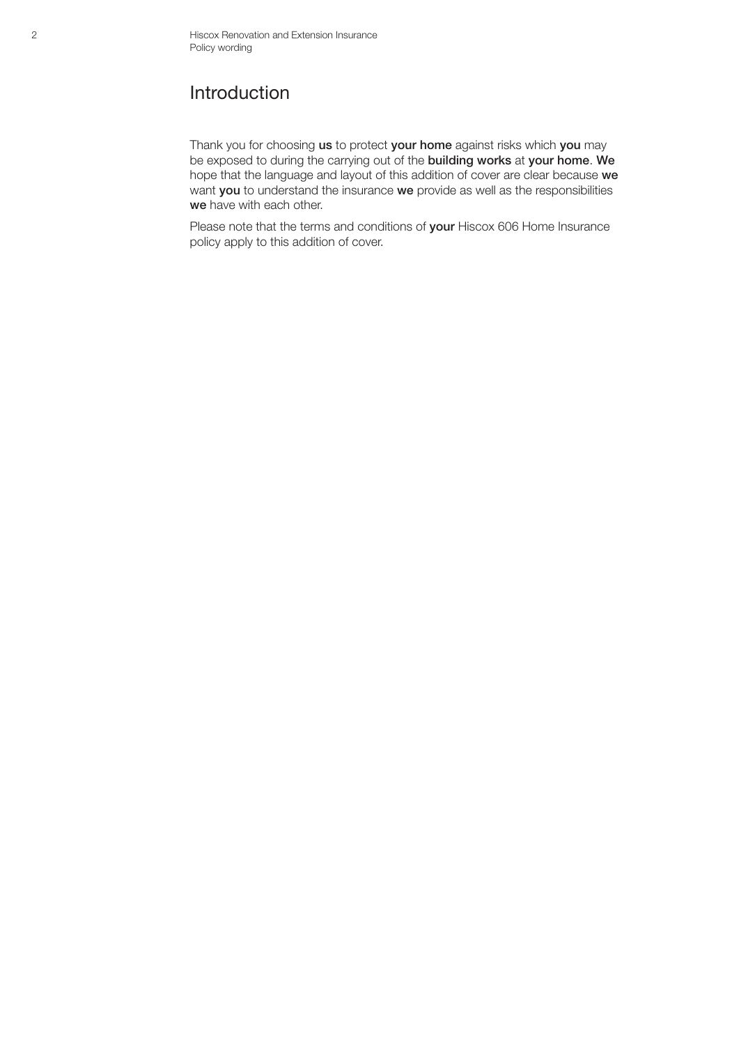# Introduction

Thank you for choosing **us** to protect **your home** against risks which **you** may be exposed to during the carrying out of the **building works** at **your home**. **We** hope that the language and layout of this addition of cover are clear because **we** want **you** to understand the insurance **we** provide as well as the responsibilities **we** have with each other.

Please note that the terms and conditions of **your** Hiscox 606 Home Insurance policy apply to this addition of cover.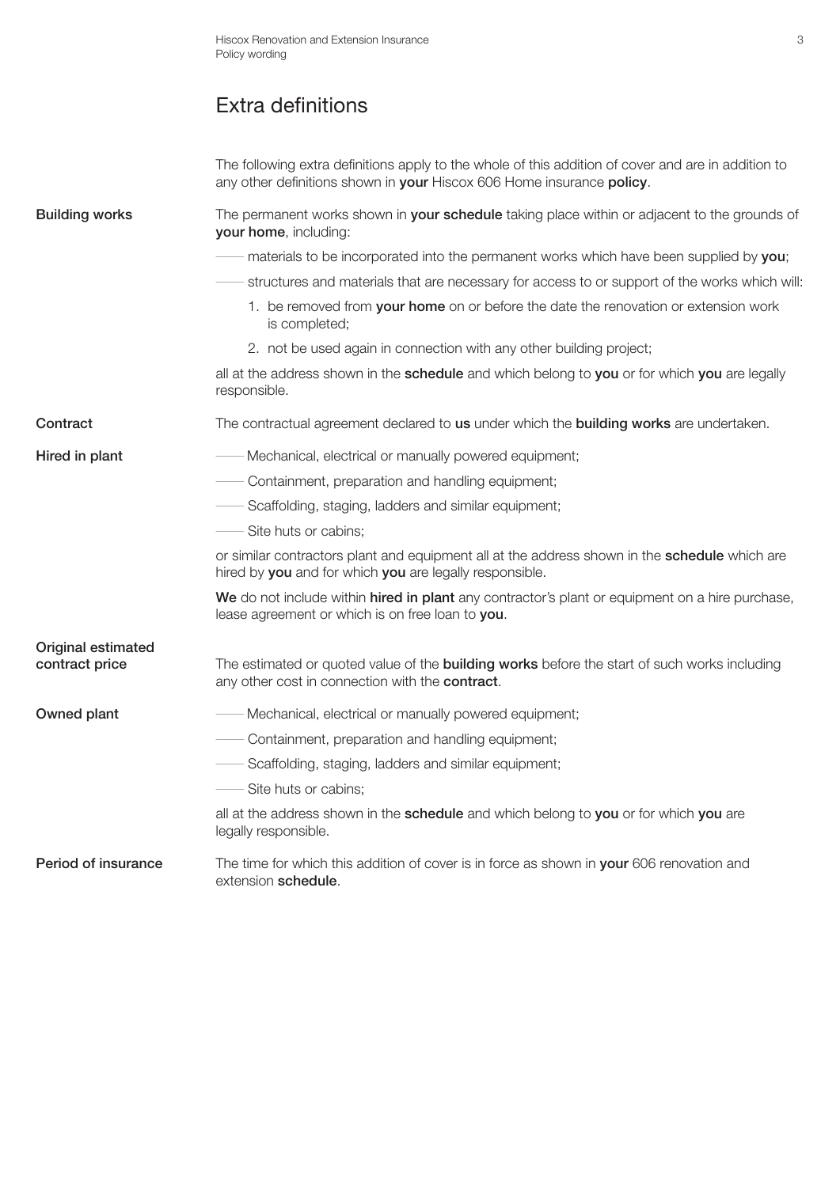# Extra definitions

The following extra definitions apply to the whole of this addition of cover and are in addition to any other definitions shown in **your** Hiscox 606 Home insurance **policy**.

**Building works**

The permanent works shown in **your schedule** taking place within or adjacent to the grounds of **your home**, including:

- materials to be incorporated into the permanent works which have been supplied by **you**;
- structures and materials that are necessary for access to or support of the works which will:
  1. be removed from **your home** on or before the date the renovation or extension work is completed;
  2. not be used again in connection with any other building project;

all at the address shown in the **schedule** and which belong to **you** or for which **you** are legally responsible.

**Contract**

The contractual agreement declared to **us** under which the **building works** are undertaken.

**Hired in plant**

- Mechanical, electrical or manually powered equipment;
- Containment, preparation and handling equipment;
- Scaffolding, staging, ladders and similar equipment;
- Site huts or cabins;

or similar contractors plant and equipment all at the address shown in the **schedule** which are hired by **you** and for which **you** are legally responsible.

**We** do not include within **hired in plant** any contractor's plant or equipment on a hire purchase, lease agreement or which is on free loan to **you**.

**Original estimated contract price**

The estimated or quoted value of the **building works** before the start of such works including any other cost in connection with the **contract**.

**Owned plant**

- Mechanical, electrical or manually powered equipment;
- Containment, preparation and handling equipment;
- Scaffolding, staging, ladders and similar equipment;
- Site huts or cabins;

all at the address shown in the **schedule** and which belong to **you** or for which **you** are legally responsible.

**Period of insurance**

The time for which this addition of cover is in force as shown in **your** 606 renovation and extension **schedule**.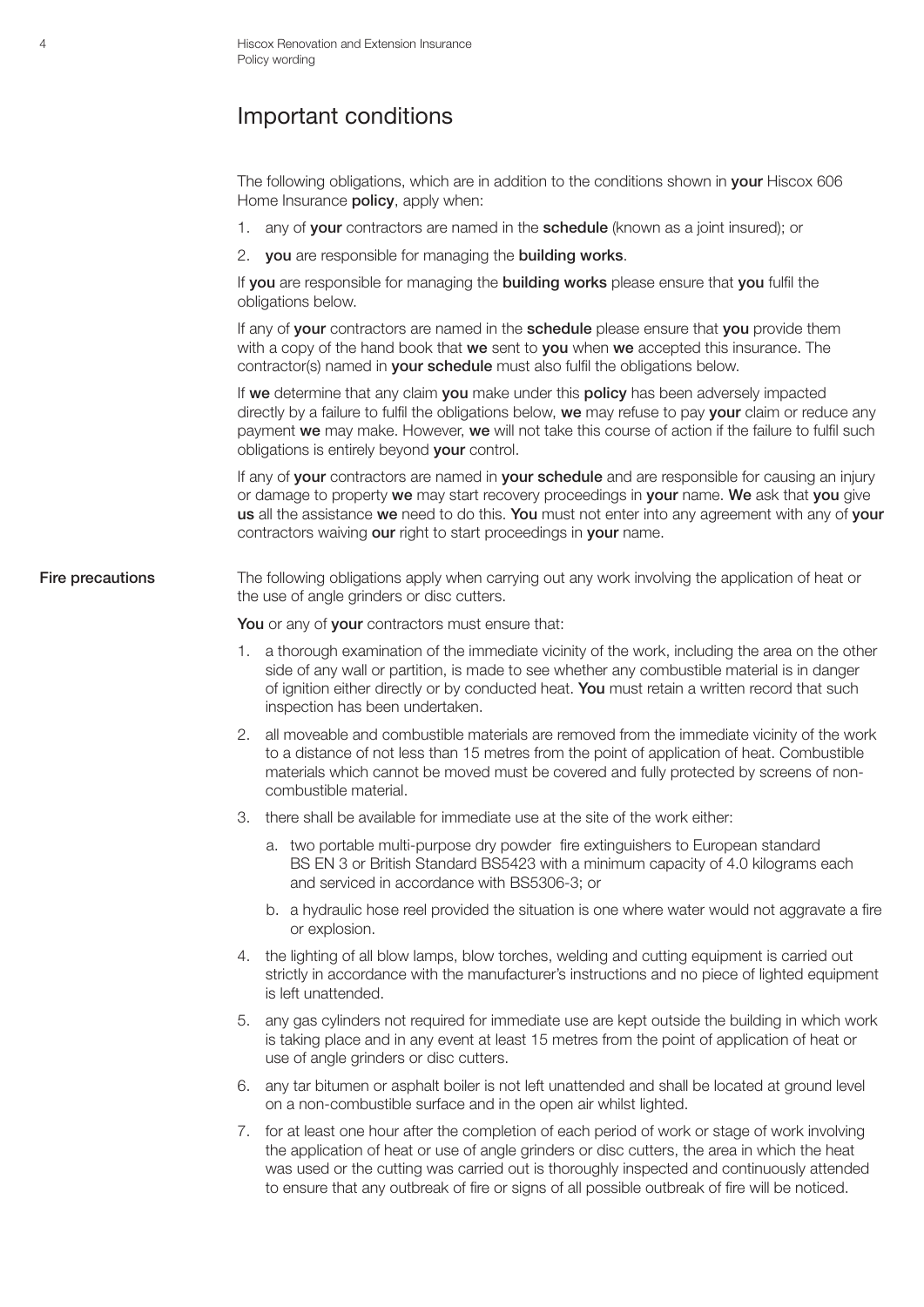# Important conditions

The following obligations, which are in addition to the conditions shown in **your** Hiscox 606 Home Insurance **policy**, apply when:

1. any of **your** contractors are named in the **schedule** (known as a joint insured); or
2. **you** are responsible for managing the **building works**.

If **you** are responsible for managing the **building works** please ensure that **you** fulfil the obligations below.

If any of **your** contractors are named in the **schedule** please ensure that **you** provide them with a copy of the hand book that **we** sent to **you** when **we** accepted this insurance. The contractor(s) named in **your schedule** must also fulfil the obligations below.

If **we** determine that any claim **you** make under this **policy** has been adversely impacted directly by a failure to fulfil the obligations below, **we** may refuse to pay **your** claim or reduce any payment **we** may make. However, **we** will not take this course of action if the failure to fulfil such obligations is entirely beyond **your** control.

If any of **your** contractors are named in **your schedule** and are responsible for causing an injury or damage to property **we** may start recovery proceedings in **your** name. **We** ask that **you** give **us** all the assistance **we** need to do this. **You** must not enter into any agreement with any of **your** contractors waiving **our** right to start proceedings in **your** name.

## Fire precautions

The following obligations apply when carrying out any work involving the application of heat or the use of angle grinders or disc cutters.

**You** or any of **your** contractors must ensure that:

1. a thorough examination of the immediate vicinity of the work, including the area on the other side of any wall or partition, is made to see whether any combustible material is in danger of ignition either directly or by conducted heat. **You** must retain a written record that such inspection has been undertaken.
2. all moveable and combustible materials are removed from the immediate vicinity of the work to a distance of not less than 15 metres from the point of application of heat. Combustible materials which cannot be moved must be covered and fully protected by screens of non-combustible material.
3. there shall be available for immediate use at the site of the work either:
   a. two portable multi-purpose dry powder fire extinguishers to European standard BS EN 3 or British Standard BS5423 with a minimum capacity of 4.0 kilograms each and serviced in accordance with BS5306-3; or
   b. a hydraulic hose reel provided the situation is one where water would not aggravate a fire or explosion.
4. the lighting of all blow lamps, blow torches, welding and cutting equipment is carried out strictly in accordance with the manufacturer's instructions and no piece of lighted equipment is left unattended.
5. any gas cylinders not required for immediate use are kept outside the building in which work is taking place and in any event at least 15 metres from the point of application of heat or use of angle grinders or disc cutters.
6. any tar bitumen or asphalt boiler is not left unattended and shall be located at ground level on a non-combustible surface and in the open air whilst lighted.
7. for at least one hour after the completion of each period of work or stage of work involving the application of heat or use of angle grinders or disc cutters, the area in which the heat was used or the cutting was carried out is thoroughly inspected and continuously attended to ensure that any outbreak of fire or signs of all possible outbreak of fire will be noticed.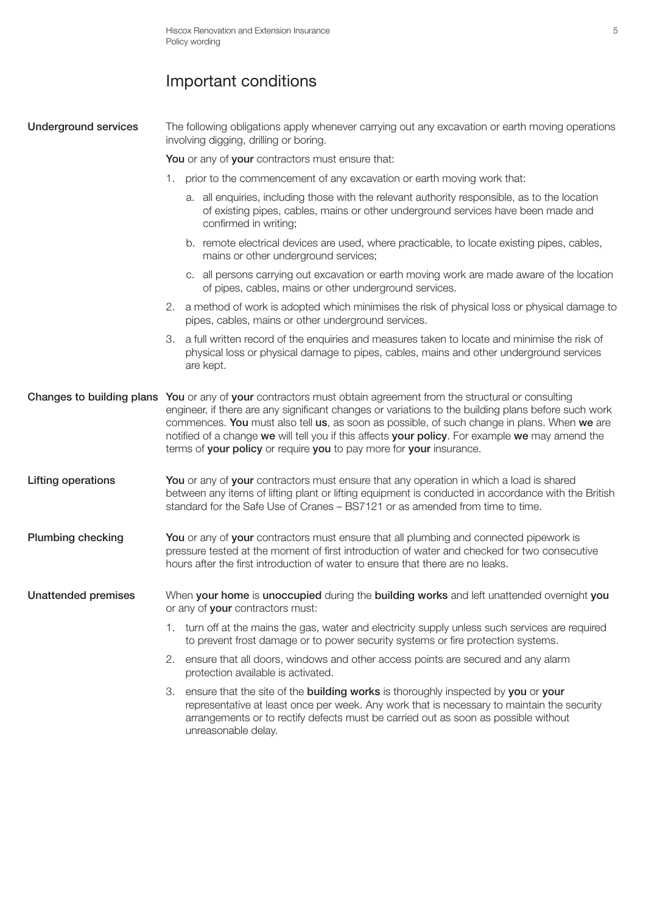# Important conditions

### Underground services

The following obligations apply whenever carrying out any excavation or earth moving operations involving digging, drilling or boring.

**You** or any of **your** contractors must ensure that:

1. prior to the commencement of any excavation or earth moving work that:
   a. all enquiries, including those with the relevant authority responsible, as to the location of existing pipes, cables, mains or other underground services have been made and confirmed in writing;
   b. remote electrical devices are used, where practicable, to locate existing pipes, cables, mains or other underground services;
   c. all persons carrying out excavation or earth moving work are made aware of the location of pipes, cables, mains or other underground services.
2. a method of work is adopted which minimises the risk of physical loss or physical damage to pipes, cables, mains or other underground services.
3. a full written record of the enquiries and measures taken to locate and minimise the risk of physical loss or physical damage to pipes, cables, mains and other underground services are kept.

### Changes to building plans

**You** or any of **your** contractors must obtain agreement from the structural or consulting engineer, if there are any significant changes or variations to the building plans before such work commences. **You** must also tell **us**, as soon as possible, of such change in plans. When **we** are notified of a change **we** will tell you if this affects **your policy**. For example **we** may amend the terms of **your policy** or require **you** to pay more for **your** insurance.

### Lifting operations

**You** or any of **your** contractors must ensure that any operation in which a load is shared between any items of lifting plant or lifting equipment is conducted in accordance with the British standard for the Safe Use of Cranes – BS7121 or as amended from time to time.

### Plumbing checking

**You** or any of **your** contractors must ensure that all plumbing and connected pipework is pressure tested at the moment of first introduction of water and checked for two consecutive hours after the first introduction of water to ensure that there are no leaks.

### Unattended premises

When **your home** is **unoccupied** during the **building works** and left unattended overnight **you** or any of **your** contractors must:

1. turn off at the mains the gas, water and electricity supply unless such services are required to prevent frost damage or to power security systems or fire protection systems.
2. ensure that all doors, windows and other access points are secured and any alarm protection available is activated.
3. ensure that the site of the **building works** is thoroughly inspected by **you** or **your** representative at least once per week. Any work that is necessary to maintain the security arrangements or to rectify defects must be carried out as soon as possible without unreasonable delay.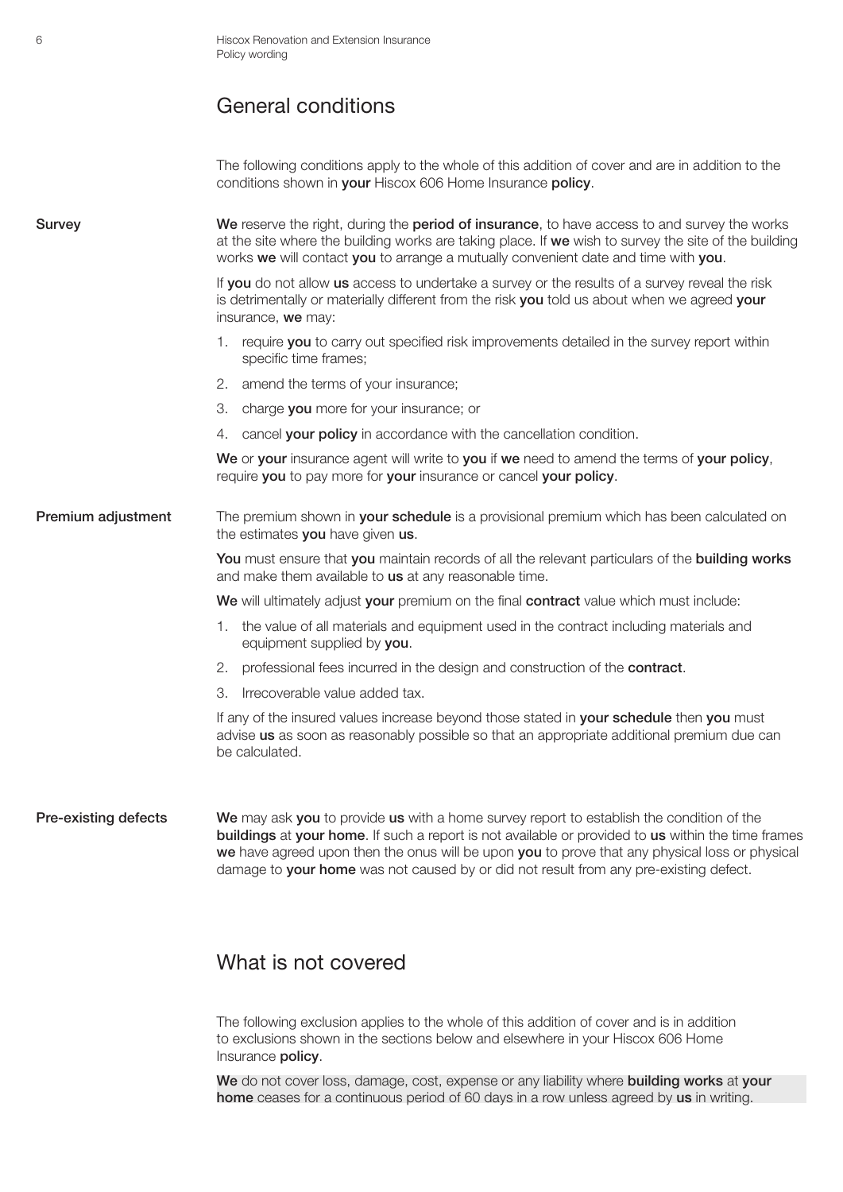## General conditions

The following conditions apply to the whole of this addition of cover and are in addition to the conditions shown in **your** Hiscox 606 Home Insurance **policy**.

**Survey**

**We** reserve the right, during the **period of insurance**, to have access to and survey the works at the site where the building works are taking place. If **we** wish to survey the site of the building works **we** will contact **you** to arrange a mutually convenient date and time with **you**.

If **you** do not allow **us** access to undertake a survey or the results of a survey reveal the risk is detrimentally or materially different from the risk **you** told us about when we agreed **your** insurance, **we** may:

1. require **you** to carry out specified risk improvements detailed in the survey report within specific time frames;
2. amend the terms of your insurance;
3. charge **you** more for your insurance; or
4. cancel **your policy** in accordance with the cancellation condition.

**We** or **your** insurance agent will write to **you** if **we** need to amend the terms of **your policy**, require **you** to pay more for **your** insurance or cancel **your policy**.

**Premium adjustment**

The premium shown in **your schedule** is a provisional premium which has been calculated on the estimates **you** have given **us**.

**You** must ensure that **you** maintain records of all the relevant particulars of the **building works** and make them available to **us** at any reasonable time.

**We** will ultimately adjust **your** premium on the final **contract** value which must include:

1. the value of all materials and equipment used in the contract including materials and equipment supplied by **you**.
2. professional fees incurred in the design and construction of the **contract**.
3. Irrecoverable value added tax.

If any of the insured values increase beyond those stated in **your schedule** then **you** must advise **us** as soon as reasonably possible so that an appropriate additional premium due can be calculated.

**Pre-existing defects**

**We** may ask **you** to provide **us** with a home survey report to establish the condition of the **buildings** at **your home**. If such a report is not available or provided to **us** within the time frames **we** have agreed upon then the onus will be upon **you** to prove that any physical loss or physical damage to **your home** was not caused by or did not result from any pre-existing defect.

## What is not covered

The following exclusion applies to the whole of this addition of cover and is in addition to exclusions shown in the sections below and elsewhere in your Hiscox 606 Home Insurance **policy**.

**We** do not cover loss, damage, cost, expense or any liability where **building works** at **your home** ceases for a continuous period of 60 days in a row unless agreed by **us** in writing.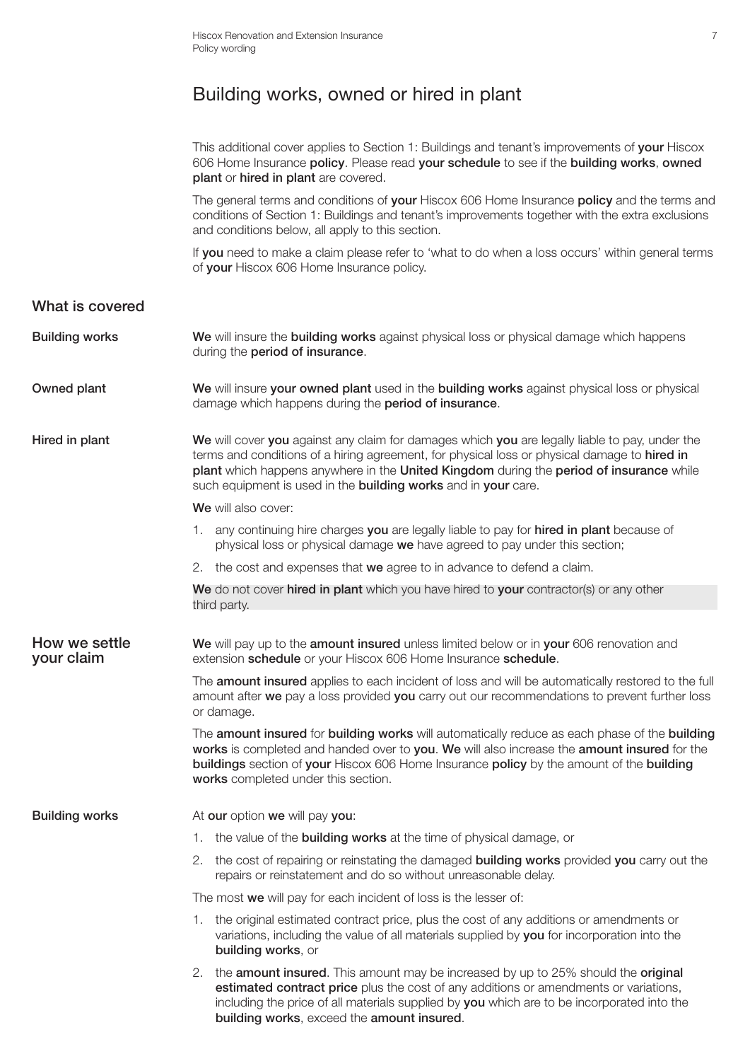# Building works, owned or hired in plant

This additional cover applies to Section 1: Buildings and tenant's improvements of **your** Hiscox 606 Home Insurance **policy**. Please read **your schedule** to see if the **building works**, **owned plant** or **hired in plant** are covered.

The general terms and conditions of **your** Hiscox 606 Home Insurance **policy** and the terms and conditions of Section 1: Buildings and tenant's improvements together with the extra exclusions and conditions below, all apply to this section.

If **you** need to make a claim please refer to 'what to do when a loss occurs' within general terms of **your** Hiscox 606 Home Insurance policy.

## What is covered

**Building works**

**We** will insure the **building works** against physical loss or physical damage which happens during the **period of insurance**.

**Owned plant**

**We** will insure **your owned plant** used in the **building works** against physical loss or physical damage which happens during the **period of insurance**.

**Hired in plant**

**We** will cover **you** against any claim for damages which **you** are legally liable to pay, under the terms and conditions of a hiring agreement, for physical loss or physical damage to **hired in plant** which happens anywhere in the **United Kingdom** during the **period of insurance** while such equipment is used in the **building works** and in **your** care.

**We** will also cover:

1. any continuing hire charges **you** are legally liable to pay for **hired in plant** because of physical loss or physical damage **we** have agreed to pay under this section;
2. the cost and expenses that **we** agree to in advance to defend a claim.

**We** do not cover **hired in plant** which you have hired to **your** contractor(s) or any other third party.

## How we settle your claim

**We** will pay up to the **amount insured** unless limited below or in **your** 606 renovation and extension **schedule** or your Hiscox 606 Home Insurance **schedule**.

The **amount insured** applies to each incident of loss and will be automatically restored to the full amount after **we** pay a loss provided **you** carry out our recommendations to prevent further loss or damage.

The **amount insured** for **building works** will automatically reduce as each phase of the **building works** is completed and handed over to **you**. **We** will also increase the **amount insured** for the **buildings** section of **your** Hiscox 606 Home Insurance **policy** by the amount of the **building works** completed under this section.

**Building works**

At **our** option **we** will pay **you**:

1. the value of the **building works** at the time of physical damage, or
2. the cost of repairing or reinstating the damaged **building works** provided **you** carry out the repairs or reinstatement and do so without unreasonable delay.

The most **we** will pay for each incident of loss is the lesser of:

1. the original estimated contract price, plus the cost of any additions or amendments or variations, including the value of all materials supplied by **you** for incorporation into the **building works**, or
2. the **amount insured**. This amount may be increased by up to 25% should the **original estimated contract price** plus the cost of any additions or amendments or variations, including the price of all materials supplied by **you** which are to be incorporated into the **building works**, exceed the **amount insured**.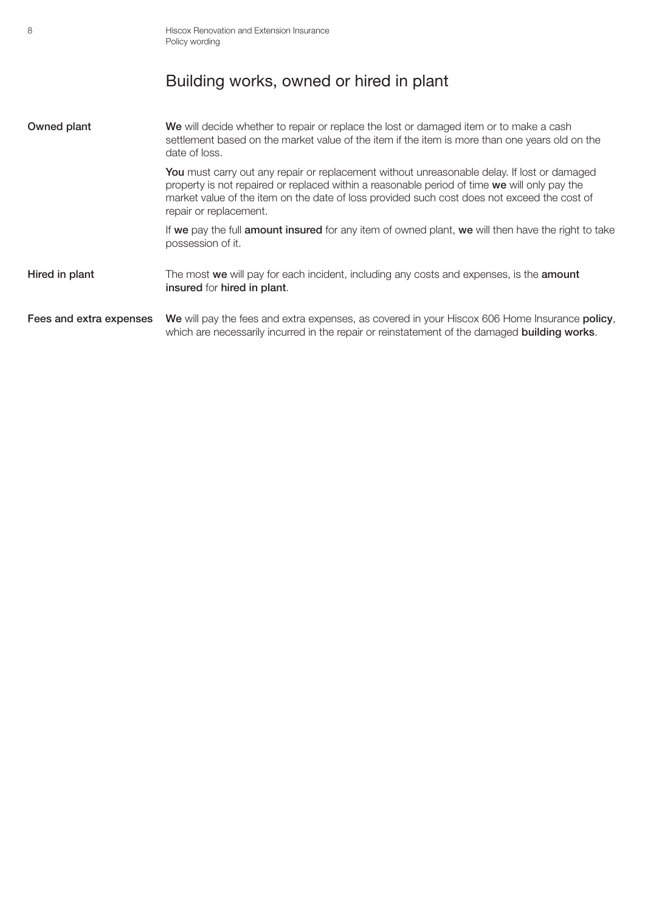## Building works, owned or hired in plant

**Owned plant**

**We** will decide whether to repair or replace the lost or damaged item or to make a cash settlement based on the market value of the item if the item is more than one years old on the date of loss.

**You** must carry out any repair or replacement without unreasonable delay. If lost or damaged property is not repaired or replaced within a reasonable period of time **we** will only pay the market value of the item on the date of loss provided such cost does not exceed the cost of repair or replacement.

If **we** pay the full **amount insured** for any item of owned plant, **we** will then have the right to take possession of it.

**Hired in plant**

The most **we** will pay for each incident, including any costs and expenses, is the **amount insured** for **hired in plant**.

**Fees and extra expenses**

**We** will pay the fees and extra expenses, as covered in your Hiscox 606 Home Insurance **policy**, which are necessarily incurred in the repair or reinstatement of the damaged **building works**.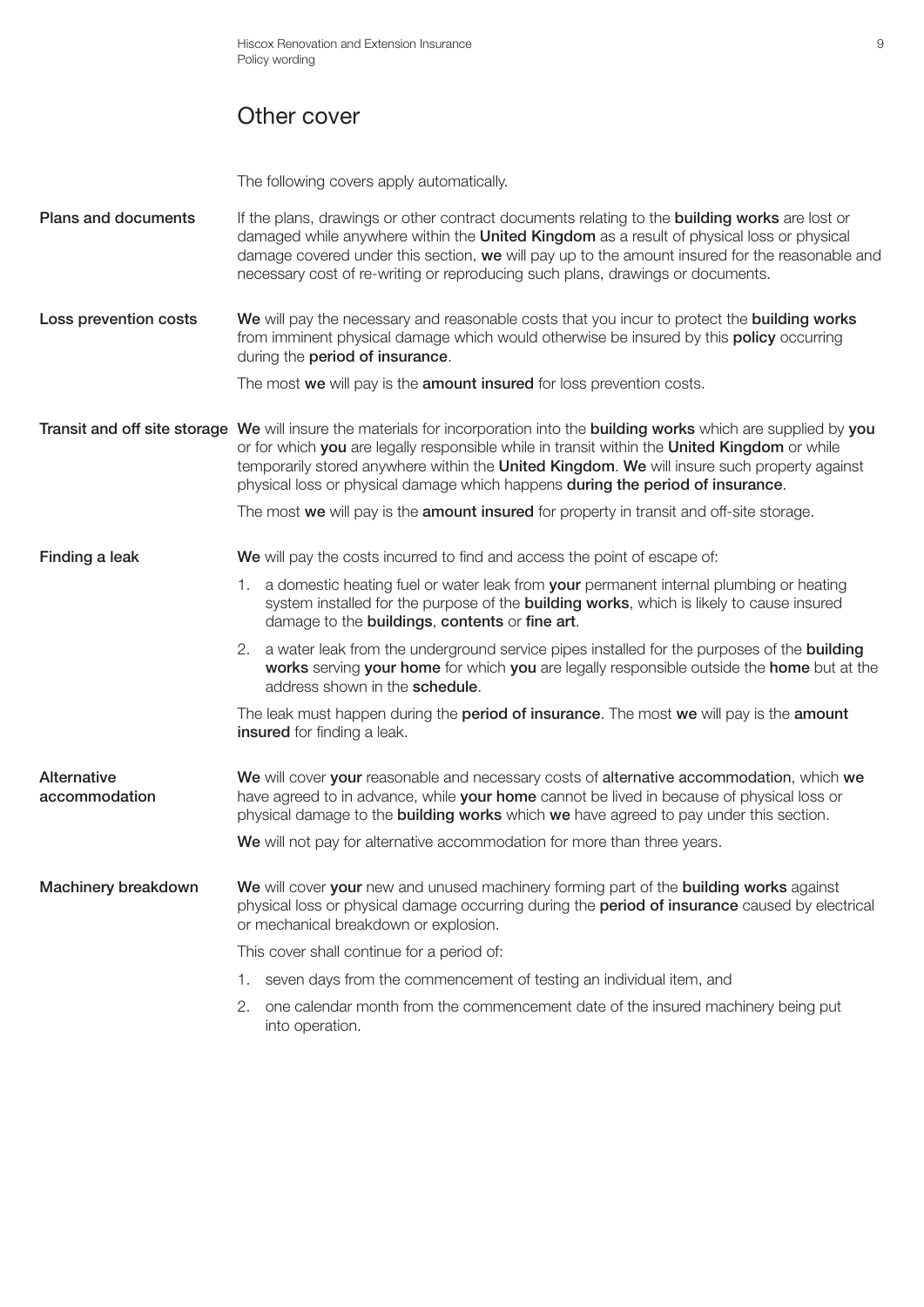## Other cover

The following covers apply automatically.

**Plans and documents**

If the plans, drawings or other contract documents relating to the **building works** are lost or damaged while anywhere within the **United Kingdom** as a result of physical loss or physical damage covered under this section, **we** will pay up to the amount insured for the reasonable and necessary cost of re-writing or reproducing such plans, drawings or documents.

**Loss prevention costs**

**We** will pay the necessary and reasonable costs that you incur to protect the **building works** from imminent physical damage which would otherwise be insured by this **policy** occurring during the **period of insurance**.

The most **we** will pay is the **amount insured** for loss prevention costs.

**Transit and off site storage**

**We** will insure the materials for incorporation into the **building works** which are supplied by **you** or for which **you** are legally responsible while in transit within the **United Kingdom** or while temporarily stored anywhere within the **United Kingdom**. **We** will insure such property against physical loss or physical damage which happens **during the period of insurance**.

The most **we** will pay is the **amount insured** for property in transit and off-site storage.

**Finding a leak**

**We** will pay the costs incurred to find and access the point of escape of:

1. a domestic heating fuel or water leak from **your** permanent internal plumbing or heating system installed for the purpose of the **building works**, which is likely to cause insured damage to the **buildings**, **contents** or **fine art**.
2. a water leak from the underground service pipes installed for the purposes of the **building works** serving **your home** for which **you** are legally responsible outside the **home** but at the address shown in the **schedule**.

The leak must happen during the **period of insurance**. The most **we** will pay is the **amount insured** for finding a leak.

**Alternative accommodation**

**We** will cover **your** reasonable and necessary costs of **alternative accommodation**, which **we** have agreed to in advance, while **your home** cannot be lived in because of physical loss or physical damage to the **building works** which **we** have agreed to pay under this section.

**We** will not pay for alternative accommodation for more than three years.

**Machinery breakdown**

**We** will cover **your** new and unused machinery forming part of the **building works** against physical loss or physical damage occurring during the **period of insurance** caused by electrical or mechanical breakdown or explosion.

This cover shall continue for a period of:

1. seven days from the commencement of testing an individual item, and
2. one calendar month from the commencement date of the insured machinery being put into operation.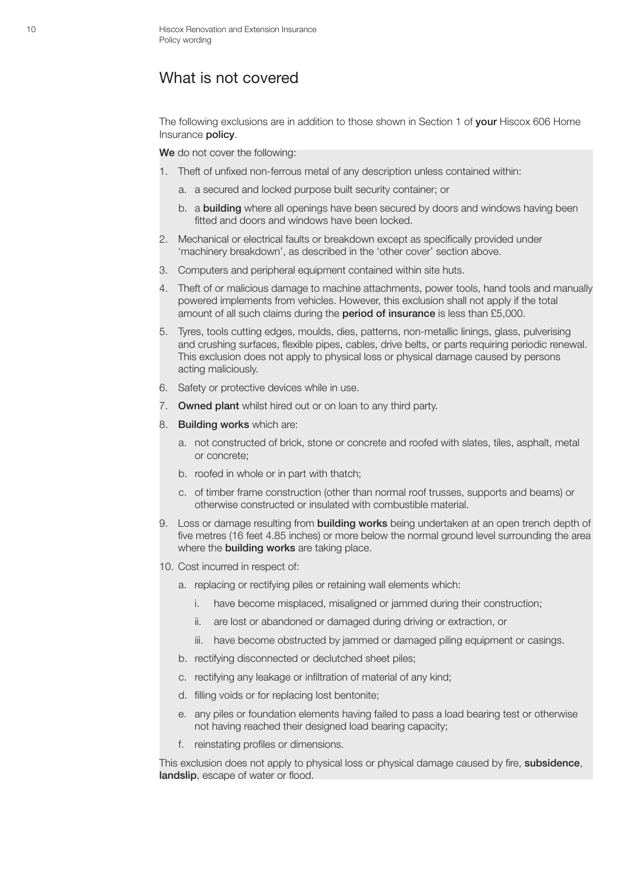## What is not covered

The following exclusions are in addition to those shown in Section 1 of **your** Hiscox 606 Home Insurance **policy**.

**We** do not cover the following:

1. Theft of unfixed non-ferrous metal of any description unless contained within:
   a. a secured and locked purpose built security container; or
   b. a **building** where all openings have been secured by doors and windows having been fitted and doors and windows have been locked.
2. Mechanical or electrical faults or breakdown except as specifically provided under 'machinery breakdown', as described in the 'other cover' section above.
3. Computers and peripheral equipment contained within site huts.
4. Theft of or malicious damage to machine attachments, power tools, hand tools and manually powered implements from vehicles. However, this exclusion shall not apply if the total amount of all such claims during the **period of insurance** is less than £5,000.
5. Tyres, tools cutting edges, moulds, dies, patterns, non-metallic linings, glass, pulverising and crushing surfaces, flexible pipes, cables, drive belts, or parts requiring periodic renewal. This exclusion does not apply to physical loss or physical damage caused by persons acting maliciously.
6. Safety or protective devices while in use.
7. **Owned plant** whilst hired out or on loan to any third party.
8. **Building works** which are:
   a. not constructed of brick, stone or concrete and roofed with slates, tiles, asphalt, metal or concrete;
   b. roofed in whole or in part with thatch;
   c. of timber frame construction (other than normal roof trusses, supports and beams) or otherwise constructed or insulated with combustible material.
9. Loss or damage resulting from **building works** being undertaken at an open trench depth of five metres (16 feet 4.85 inches) or more below the normal ground level surrounding the area where the **building works** are taking place.
10. Cost incurred in respect of:
    a. replacing or rectifying piles or retaining wall elements which:
       i. have become misplaced, misaligned or jammed during their construction;
       ii. are lost or abandoned or damaged during driving or extraction, or
       iii. have become obstructed by jammed or damaged piling equipment or casings.
    b. rectifying disconnected or declutched sheet piles;
    c. rectifying any leakage or infiltration of material of any kind;
    d. filling voids or for replacing lost bentonite;
    e. any piles or foundation elements having failed to pass a load bearing test or otherwise not having reached their designed load bearing capacity;
    f. reinstating profiles or dimensions.

This exclusion does not apply to physical loss or physical damage caused by fire, **subsidence**, **landslip**, escape of water or flood.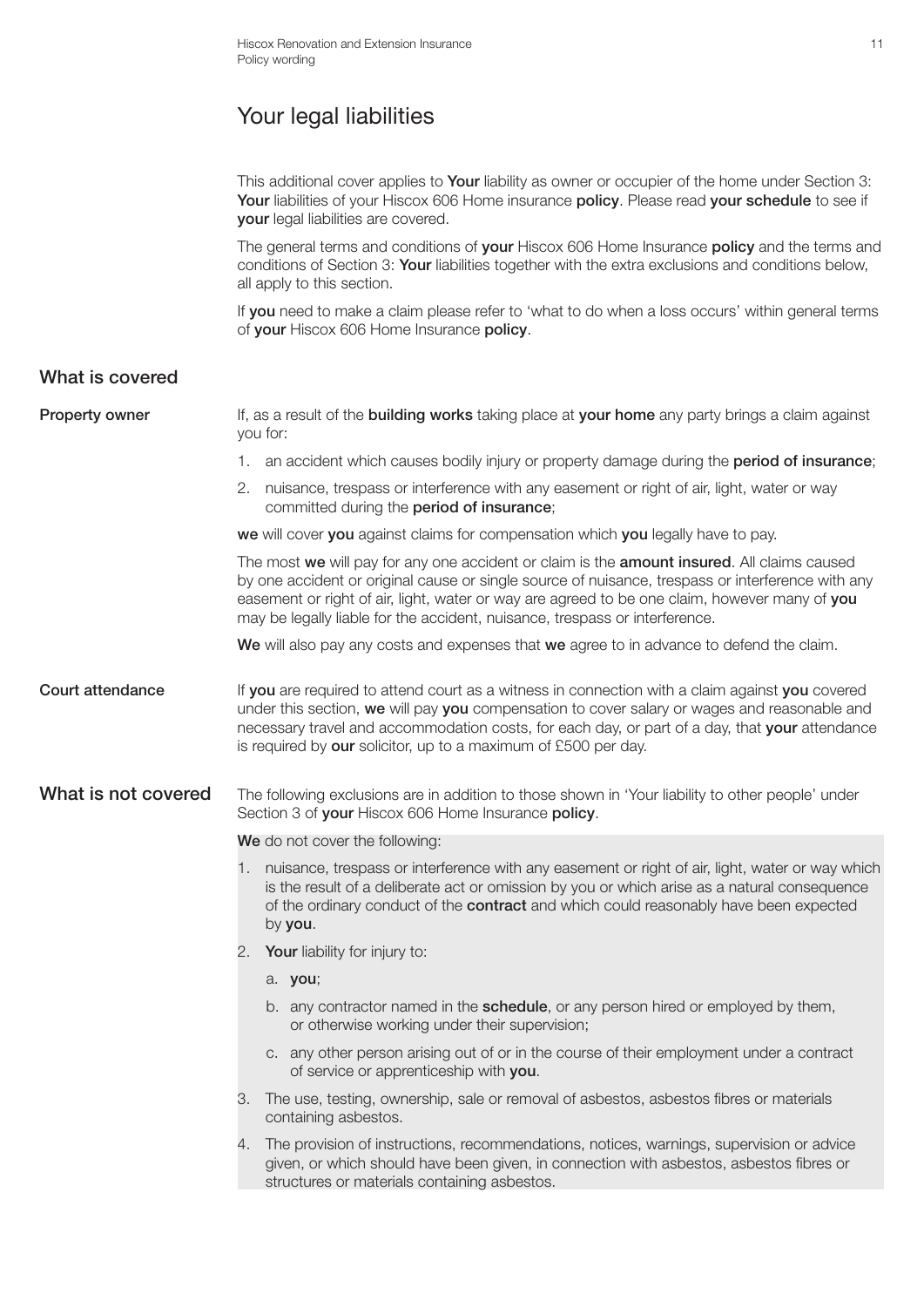# Your legal liabilities

This additional cover applies to **Your** liability as owner or occupier of the home under Section 3: **Your** liabilities of your Hiscox 606 Home insurance **policy**. Please read **your schedule** to see if **your** legal liabilities are covered.

The general terms and conditions of **your** Hiscox 606 Home Insurance **policy** and the terms and conditions of Section 3: **Your** liabilities together with the extra exclusions and conditions below, all apply to this section.

If **you** need to make a claim please refer to 'what to do when a loss occurs' within general terms of **your** Hiscox 606 Home Insurance **policy**.

## What is covered

**Property owner**

If, as a result of the **building works** taking place at **your home** any party brings a claim against you for:

1. an accident which causes bodily injury or property damage during the **period of insurance**;
2. nuisance, trespass or interference with any easement or right of air, light, water or way committed during the **period of insurance**;

**we** will cover **you** against claims for compensation which **you** legally have to pay.

The most **we** will pay for any one accident or claim is the **amount insured**. All claims caused by one accident or original cause or single source of nuisance, trespass or interference with any easement or right of air, light, water or way are agreed to be one claim, however many of **you** may be legally liable for the accident, nuisance, trespass or interference.

**We** will also pay any costs and expenses that **we** agree to in advance to defend the claim.

**Court attendance**

If **you** are required to attend court as a witness in connection with a claim against **you** covered under this section, **we** will pay **you** compensation to cover salary or wages and reasonable and necessary travel and accommodation costs, for each day, or part of a day, that **your** attendance is required by **our** solicitor, up to a maximum of £500 per day.

## What is not covered

The following exclusions are in addition to those shown in 'Your liability to other people' under Section 3 of **your** Hiscox 606 Home Insurance **policy**.

**We** do not cover the following:

1. nuisance, trespass or interference with any easement or right of air, light, water or way which is the result of a deliberate act or omission by you or which arise as a natural consequence of the ordinary conduct of the **contract** and which could reasonably have been expected by **you**.
2. **Your** liability for injury to:
   a. **you**;
   b. any contractor named in the **schedule**, or any person hired or employed by them, or otherwise working under their supervision;
   c. any other person arising out of or in the course of their employment under a contract of service or apprenticeship with **you**.
3. The use, testing, ownership, sale or removal of asbestos, asbestos fibres or materials containing asbestos.
4. The provision of instructions, recommendations, notices, warnings, supervision or advice given, or which should have been given, in connection with asbestos, asbestos fibres or structures or materials containing asbestos.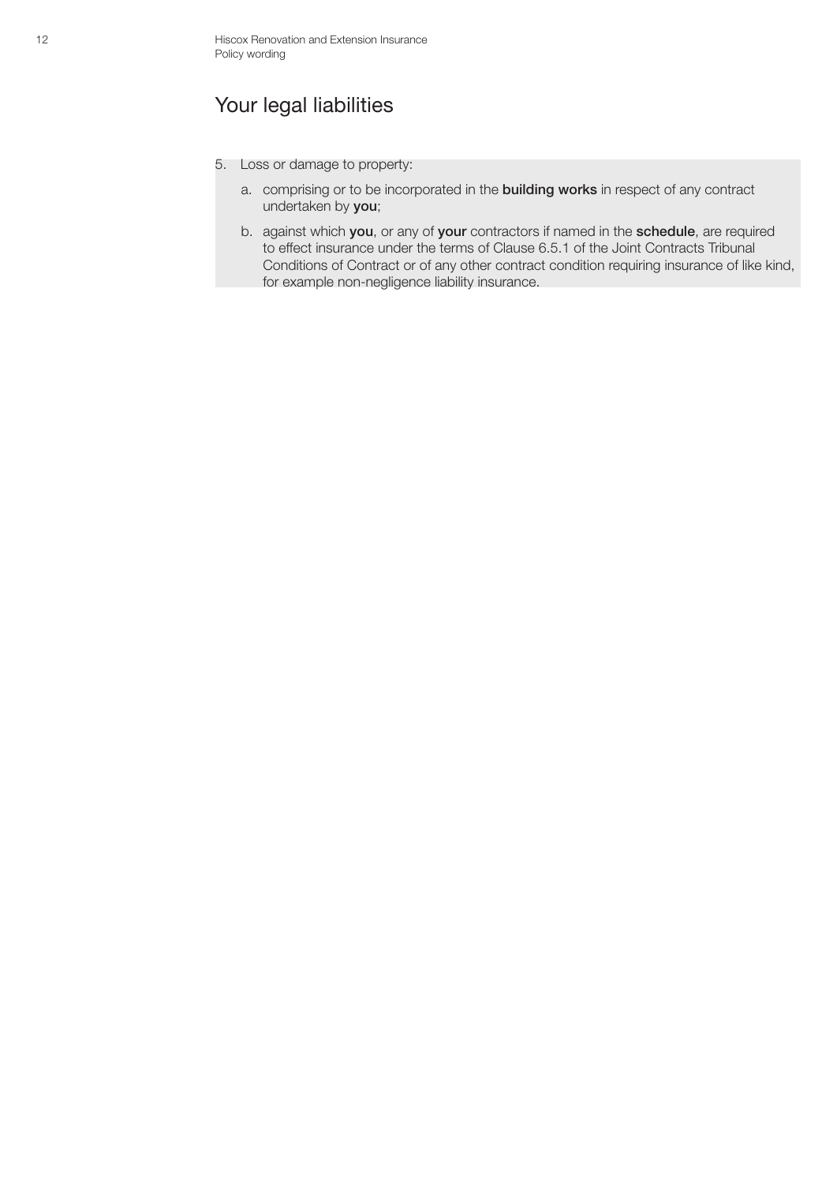# Your legal liabilities

5. Loss or damage to property:

   a. comprising or to be incorporated in the **building works** in respect of any contract undertaken by **you**;

   b. against which **you**, or any of **your** contractors if named in the **schedule**, are required to effect insurance under the terms of Clause 6.5.1 of the Joint Contracts Tribunal Conditions of Contract or of any other contract condition requiring insurance of like kind, for example non-negligence liability insurance.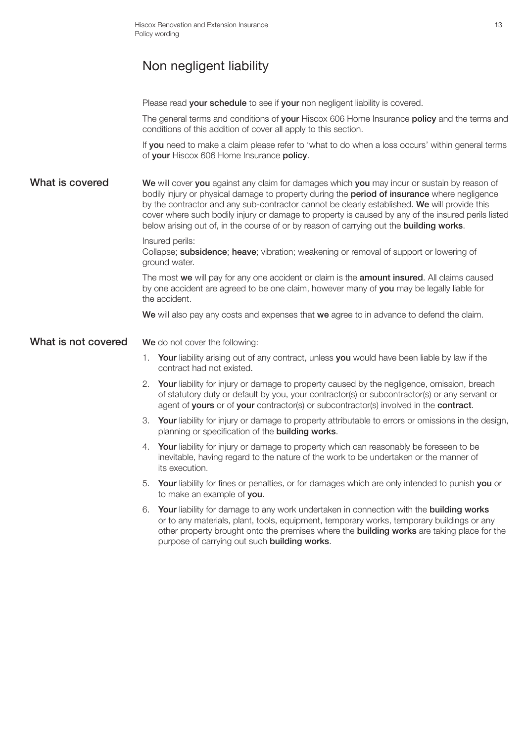# Non negligent liability

Please read **your schedule** to see if **your** non negligent liability is covered.

The general terms and conditions of **your** Hiscox 606 Home Insurance **policy** and the terms and conditions of this addition of cover all apply to this section.

If **you** need to make a claim please refer to 'what to do when a loss occurs' within general terms of **your** Hiscox 606 Home Insurance **policy**.

## What is covered

**We** will cover **you** against any claim for damages which **you** may incur or sustain by reason of bodily injury or physical damage to property during the **period of insurance** where negligence by the contractor and any sub-contractor cannot be clearly established. **We** will provide this cover where such bodily injury or damage to property is caused by any of the insured perils listed below arising out of, in the course of or by reason of carrying out the **building works**.

Insured perils:
Collapse; **subsidence**; **heave**; vibration; weakening or removal of support or lowering of ground water.

The most **we** will pay for any one accident or claim is the **amount insured**. All claims caused by one accident are agreed to be one claim, however many of **you** may be legally liable for the accident.

**We** will also pay any costs and expenses that **we** agree to in advance to defend the claim.

## What is not covered

**We** do not cover the following:

1. **Your** liability arising out of any contract, unless **you** would have been liable by law if the contract had not existed.
2. **Your** liability for injury or damage to property caused by the negligence, omission, breach of statutory duty or default by you, your contractor(s) or subcontractor(s) or any servant or agent of **yours** or of **your** contractor(s) or subcontractor(s) involved in the **contract**.
3. **Your** liability for injury or damage to property attributable to errors or omissions in the design, planning or specification of the **building works**.
4. **Your** liability for injury or damage to property which can reasonably be foreseen to be inevitable, having regard to the nature of the work to be undertaken or the manner of its execution.
5. **Your** liability for fines or penalties, or for damages which are only intended to punish **you** or to make an example of **you**.
6. **Your** liability for damage to any work undertaken in connection with the **building works** or to any materials, plant, tools, equipment, temporary works, temporary buildings or any other property brought onto the premises where the **building works** are taking place for the purpose of carrying out such **building works**.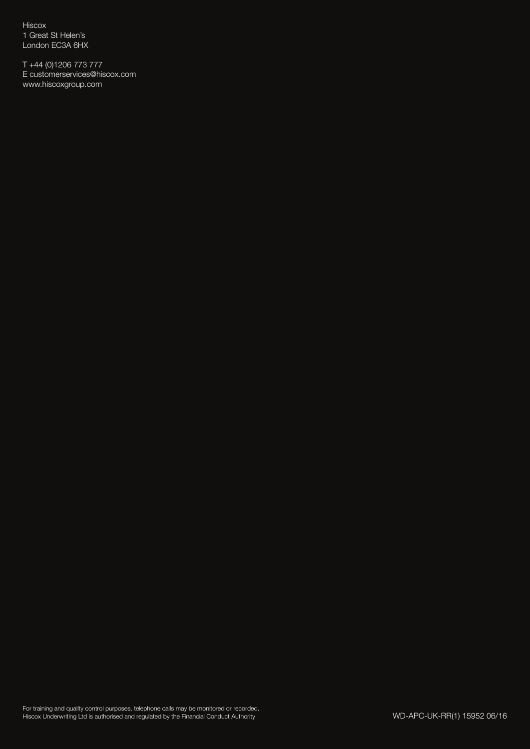Hiscox
1 Great St Helen's
London EC3A 6HX

T +44 (0)1206 773 777
E customerservices@hiscox.com
www.hiscoxgroup.com

For training and quality control purposes, telephone calls may be monitored or recorded.
Hiscox Underwriting Ltd is authorised and regulated by the Financial Conduct Authority.

WD-APC-UK-RR(1) 15952 06/16